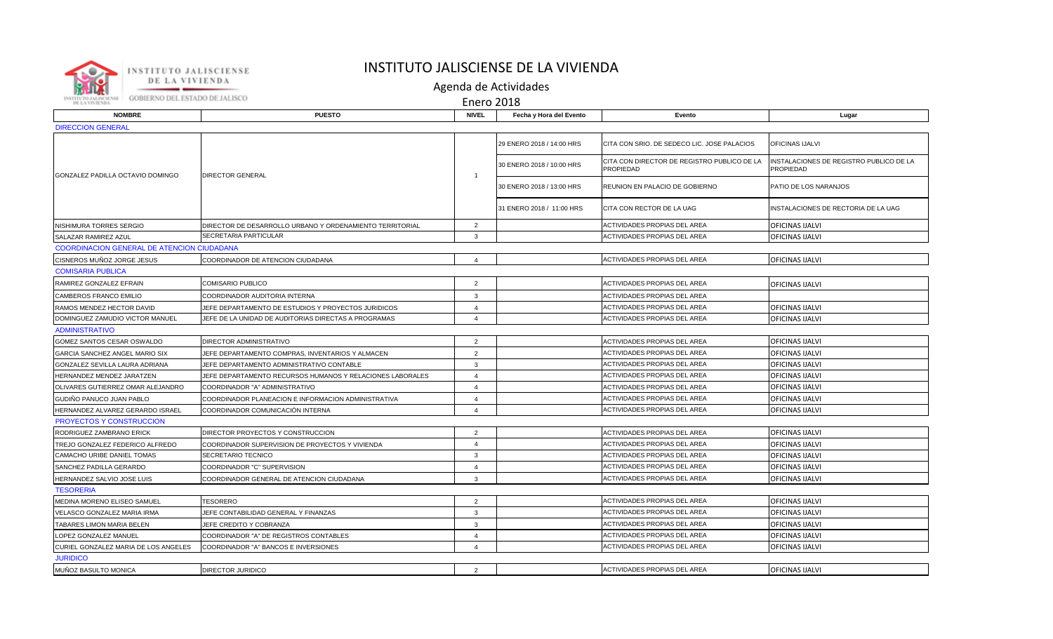# INSTITUTO JALISCIENSE DE LA VIVIENDA

## Agenda de Actividades

### Enero 2018

| NOMBRE | PUESTO | NIVEL | Fecha y Hora del Evento | Evento | Lugar |
|---|---|---|---|---|---|
| DIRECCION GENERAL | | | | | |
| GONZALEZ PADILLA OCTAVIO DOMINGO | DIRECTOR GENERAL | 1 | 29 ENERO 2018 / 14:00 HRS | CITA CON SRIO. DE SEDECO LIC. JOSE PALACIOS | OFICINAS IJALVI |
| | | | 30 ENERO 2018 / 10:00 HRS | CITA CON DIRECTOR DE REGISTRO PUBLICO DE LA PROPIEDAD | INSTALACIONES DE REGISTRO PUBLICO DE LA PROPIEDAD |
| | | | 30 ENERO 2018 / 13:00 HRS | REUNION EN PALACIO DE GOBIERNO | PATIO DE LOS NARANJOS |
| | | | 31 ENERO 2018 / 11:00 HRS | CITA CON RECTOR DE LA UAG | INSTALACIONES DE RECTORIA DE LA UAG |
| NISHIMURA TORRES SERGIO | DIRECTOR DE DESARROLLO URBANO Y ORDENAMIENTO TERRITORIAL | 2 | | ACTIVIDADES PROPIAS DEL AREA | OFICINAS IJALVI |
| SALAZAR RAMIREZ AZUL | SECRETARIA PARTICULAR | 3 | | ACTIVIDADES PROPIAS DEL AREA | OFICINAS IJALVI |
| COORDINACION GENERAL DE ATENCION CIUDADANA | | | | | |
| CISNEROS MUÑOZ JORGE JESUS | COORDINADOR DE ATENCION CIUDADANA | 4 | | ACTIVIDADES PROPIAS DEL AREA | OFICINAS IJALVI |
| COMISARIA PUBLICA | | | | | |
| RAMIREZ GONZALEZ EFRAIN | COMISARIO PUBLICO | 2 | | ACTIVIDADES PROPIAS DEL AREA | OFICINAS IJALVI |
| CAMBEROS FRANCO EMILIO | COORDINADOR AUDITORIA INTERNA | 3 | | ACTIVIDADES PROPIAS DEL AREA | |
| RAMOS MENDEZ HECTOR DAVID | JEFE DEPARTAMENTO DE ESTUDIOS Y PROYECTOS JURIDICOS | 4 | | ACTIVIDADES PROPIAS DEL AREA | OFICINAS IJALVI |
| DOMINGUEZ ZAMUDIO VICTOR MANUEL | JEFE DE LA UNIDAD DE AUDITORIAS DIRECTAS A PROGRAMAS | 4 | | ACTIVIDADES PROPIAS DEL AREA | OFICINAS IJALVI |
| ADMINISTRATIVO | | | | | |
| GOMEZ SANTOS CESAR OSWALDO | DIRECTOR ADMINISTRATIVO | 2 | | ACTIVIDADES PROPIAS DEL AREA | OFICINAS IJALVI |
| GARCIA SANCHEZ ANGEL MARIO SIX | JEFE DEPARTAMENTO COMPRAS, INVENTARIOS Y ALMACEN | 2 | | ACTIVIDADES PROPIAS DEL AREA | OFICINAS IJALVI |
| GONZALEZ SEVILLA LAURA ADRIANA | JEFE DEPARTAMENTO ADMINISTRATIVO CONTABLE | 3 | | ACTIVIDADES PROPIAS DEL AREA | OFICINAS IJALVI |
| HERNANDEZ MENDEZ JARATZEN | JEFE DEPARTAMENTO RECURSOS HUMANOS Y RELACIONES LABORALES | 4 | | ACTIVIDADES PROPIAS DEL AREA | OFICINAS IJALVI |
| OLIVARES GUTIERREZ OMAR ALEJANDRO | COORDINADOR "A" ADMINISTRATIVO | 4 | | ACTIVIDADES PROPIAS DEL AREA | OFICINAS IJALVI |
| GUDIÑO PANUCO JUAN PABLO | COORDINADOR PLANEACION E INFORMACION ADMINISTRATIVA | 4 | | ACTIVIDADES PROPIAS DEL AREA | OFICINAS IJALVI |
| HERNANDEZ ALVAREZ GERARDO ISRAEL | COORDINADOR COMUNICACIÓN INTERNA | 4 | | ACTIVIDADES PROPIAS DEL AREA | OFICINAS IJALVI |
| PROYECTOS Y CONSTRUCCION | | | | | |
| RODRIGUEZ ZAMBRANO ERICK | DIRECTOR PROYECTOS Y CONSTRUCCION | 2 | | ACTIVIDADES PROPIAS DEL AREA | OFICINAS IJALVI |
| TREJO GONZALEZ FEDERICO ALFREDO | COORDINADOR SUPERVISION DE PROYECTOS Y VIVIENDA | 4 | | ACTIVIDADES PROPIAS DEL AREA | OFICINAS IJALVI |
| CAMACHO URIBE DANIEL TOMAS | SECRETARIO TECNICO | 3 | | ACTIVIDADES PROPIAS DEL AREA | OFICINAS IJALVI |
| SANCHEZ PADILLA GERARDO | COORDINADOR "C" SUPERVISION | 4 | | ACTIVIDADES PROPIAS DEL AREA | OFICINAS IJALVI |
| HERNANDEZ SALVIO JOSE LUIS | COORDINADOR GENERAL DE ATENCION CIUDADANA | 3 | | ACTIVIDADES PROPIAS DEL AREA | OFICINAS IJALVI |
| TESORERIA | | | | | |
| MEDINA MORENO ELISEO SAMUEL | TESORERO | 2 | | ACTIVIDADES PROPIAS DEL AREA | OFICINAS IJALVI |
| VELASCO GONZALEZ MARIA IRMA | JEFE CONTABILIDAD GENERAL Y FINANZAS | 3 | | ACTIVIDADES PROPIAS DEL AREA | OFICINAS IJALVI |
| TABARES LIMON MARIA BELEN | JEFE CREDITO Y COBRANZA | 3 | | ACTIVIDADES PROPIAS DEL AREA | OFICINAS IJALVI |
| LOPEZ GONZALEZ MANUEL | COORDINADOR "A" DE REGISTROS CONTABLES | 4 | | ACTIVIDADES PROPIAS DEL AREA | OFICINAS IJALVI |
| CURIEL GONZALEZ MARIA DE LOS ANGELES | COORDINADOR "A" BANCOS E INVERSIONES | 4 | | ACTIVIDADES PROPIAS DEL AREA | OFICINAS IJALVI |
| JURIDICO | | | | | |
| MUÑOZ BASULTO MONICA | DIRECTOR JURIDICO | 2 | | ACTIVIDADES PROPIAS DEL AREA | OFICINAS IJALVI |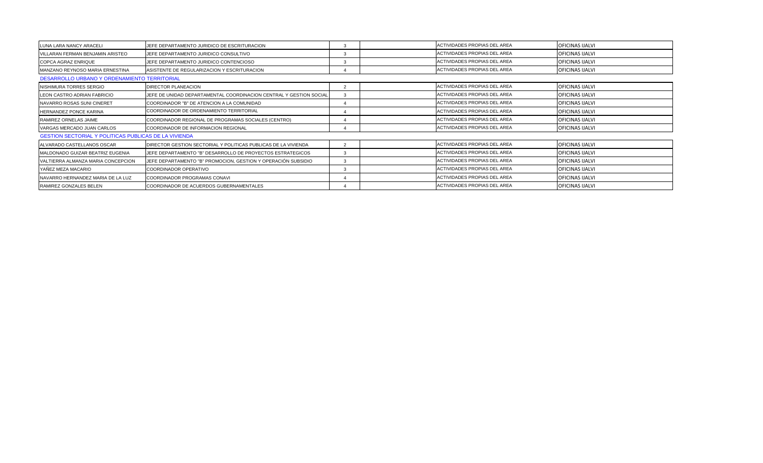| | | | | | |
|---|---|---|---|---|---|
| LUNA LARA NANCY ARACELI | JEFE DEPARTAMENTO JURIDICO DE ESCRITURACION | 3 | | ACTIVIDADES PROPIAS DEL AREA | OFICINAS IJALVI |
| VILLARAN FERMAN BENJAMIN ARISTEO | JEFE DEPARTAMENTO JURIDICO CONSULTIVO | 3 | | ACTIVIDADES PROPIAS DEL AREA | OFICINAS IJALVI |
| COPCA AGRAZ ENRIQUE | JEFE DEPARTAMENTO JURIDICO CONTENCIOSO | 3 | | ACTIVIDADES PROPIAS DEL AREA | OFICINAS IJALVI |
| MANZANO REYNOSO MARIA ERNESTINA | ASISTENTE DE REGULARIZACION Y ESCRITURACION | 4 | | ACTIVIDADES PROPIAS DEL AREA | OFICINAS IJALVI |
| DESARROLLO URBANO Y ORDENAMIENTO TERRITORIAL | | | | | |
| NISHIMURA TORRES SERGIO | DIRECTOR PLANEACION | 2 | | ACTIVIDADES PROPIAS DEL AREA | OFICINAS IJALVI |
| LEON CASTRO ADRIAN FABRICIO | JEFE DE UNIDAD DEPARTAMENTAL COORDINACION CENTRAL Y GESTION SOCIAL | 3 | | ACTIVIDADES PROPIAS DEL AREA | OFICINAS IJALVI |
| NAVARRO ROSAS SUNI CINERET | COORDINADOR "B" DE ATENCION A LA COMUNIDAD | 4 | | ACTIVIDADES PROPIAS DEL AREA | OFICINAS IJALVI |
| HERNANDEZ PONCE KARINA | COORDINADOR DE ORDENAMIENTO TERRITORIAL | 4 | | ACTIVIDADES PROPIAS DEL AREA | OFICINAS IJALVI |
| RAMIREZ ORNELAS JAIME | COORDINADOR REGIONAL DE PROGRAMAS SOCIALES (CENTRO) | 4 | | ACTIVIDADES PROPIAS DEL AREA | OFICINAS IJALVI |
| VARGAS MERCADO JUAN CARLOS | COORDINADOR DE INFORMACION REGIONAL | 4 | | ACTIVIDADES PROPIAS DEL AREA | OFICINAS IJALVI |
| GESTION SECTORIAL Y POLITICAS PUBLICAS DE LA VIVIENDA | | | | | |
| ALVARADO CASTELLANOS OSCAR | DIRECTOR GESTION SECTORIAL Y POLITICAS PUBLICAS DE LA VIVIENDA | 2 | | ACTIVIDADES PROPIAS DEL AREA | OFICINAS IJALVI |
| MALDONADO GUIZAR BEATRIZ EUGENIA | JEFE DEPARTAMENTO "B" DESARROLLO DE PROYECTOS ESTRATEGICOS | 3 | | ACTIVIDADES PROPIAS DEL AREA | OFICINAS IJALVI |
| VALTIERRA ALMANZA MARIA CONCEPCION | JEFE DEPARTAMENTO "B" PROMOCION, GESTION Y OPERACIÓN SUBSIDIO | 3 | | ACTIVIDADES PROPIAS DEL AREA | OFICINAS IJALVI |
| YAÑEZ MEZA MACARIO | COORDINADOR OPERATIVO | 3 | | ACTIVIDADES PROPIAS DEL AREA | OFICINAS IJALVI |
| NAVARRO HERNANDEZ MARIA DE LA LUZ | COORDINADOR PROGRAMAS CONAVI | 4 | | ACTIVIDADES PROPIAS DEL AREA | OFICINAS IJALVI |
| RAMIREZ GONZALES BELEN | COORDINADOR DE ACUERDOS GUBERNAMENTALES | 4 | | ACTIVIDADES PROPIAS DEL AREA | OFICINAS IJALVI |